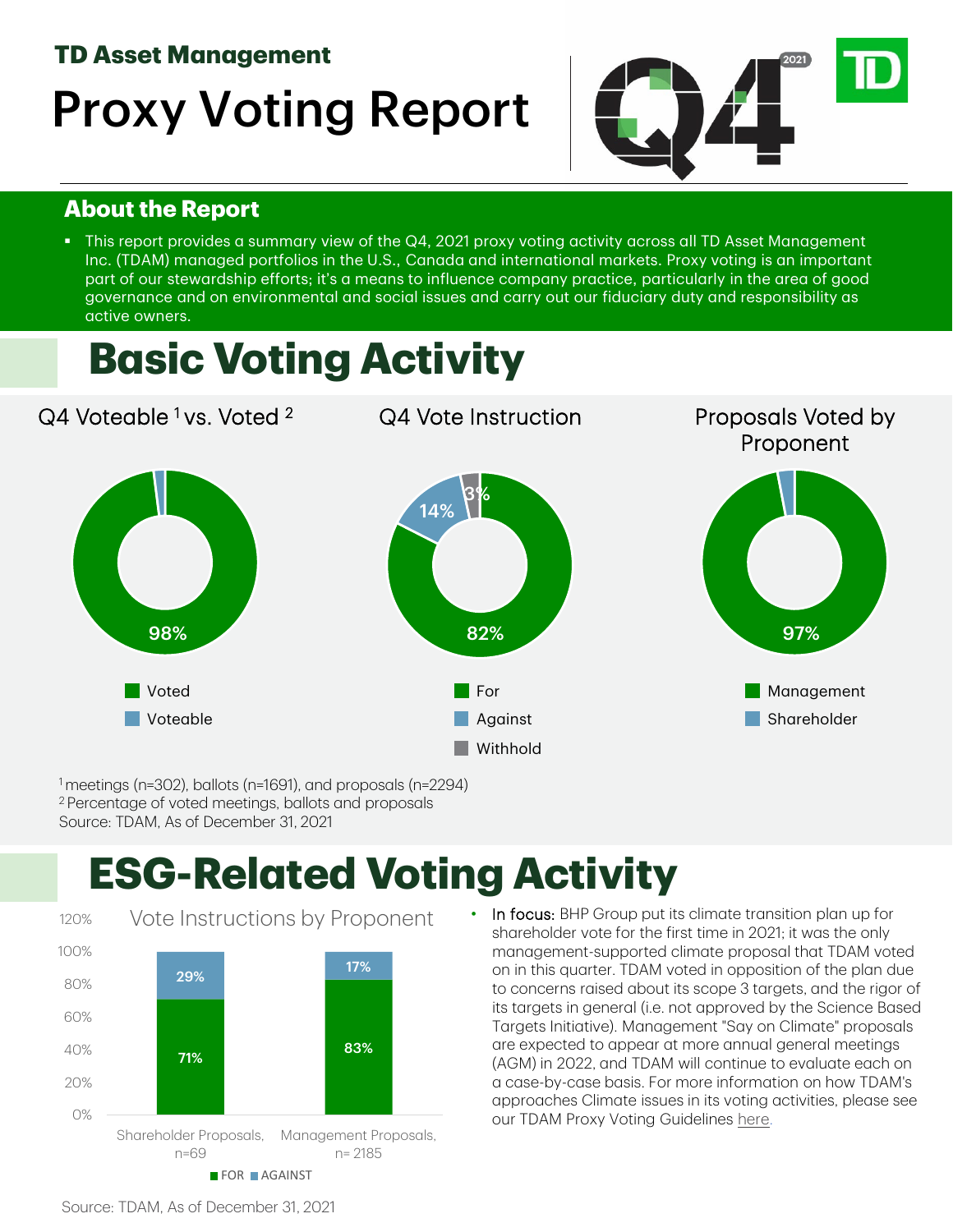## TD Asset Management

# Proxy Voting Report

Q4 2021

## About the Report

- This report provides a summary view of the Q4, 2021 proxy voting activity across all TD Asset Management Inc. (TDAM) managed portfolios in the U.S., Canada and international markets. Proxy voting is an important part of our stewardship efforts; it's a means to influence company practice, particularly in the area of good governance and on environmental and social issues and carry out our fiduciary duty and responsibility as active owners.

# Basic Voting Activity

**Q4 Voteable [1] vs. Voted [2]**

| | |
|---|---|
| Voted | 98% |
| Voteable | |

**Q4 Vote Instruction**

| | |
|---|---|
| For | 82% |
| Against | 14% |
| Withhold | 3% |

**Proposals Voted by Proponent**

| | |
|---|---|
| Management | 97% |
| Shareholder | |

[1] meetings (n=302), ballots (n=1691), and proposals (n=2294)
[2] Percentage of voted meetings, ballots and proposals
Source: TDAM, As of December 31, 2021

# ESG-Related Voting Activity

**Vote Instructions by Proponent**

| | FOR | AGAINST |
|---|---|---|
| Shareholder Proposals, n=69 | 71% | 29% |
| Management Proposals, n= 2185 | 83% | 17% |

- In focus: BHP Group put its climate transition plan up for shareholder vote for the first time in 2021; it was the only management-supported climate proposal that TDAM voted on in this quarter. TDAM voted in opposition of the plan due to concerns raised about its scope 3 targets, and the rigor of its targets in general (i.e. not approved by the Science Based Targets Initiative). Management "Say on Climate" proposals are expected to appear at more annual general meetings (AGM) in 2022, and TDAM will continue to evaluate each on a case-by-case basis. For more information on how TDAM's approaches Climate issues in its voting activities, please see our TDAM Proxy Voting Guidelines here.

Source: TDAM, As of December 31, 2021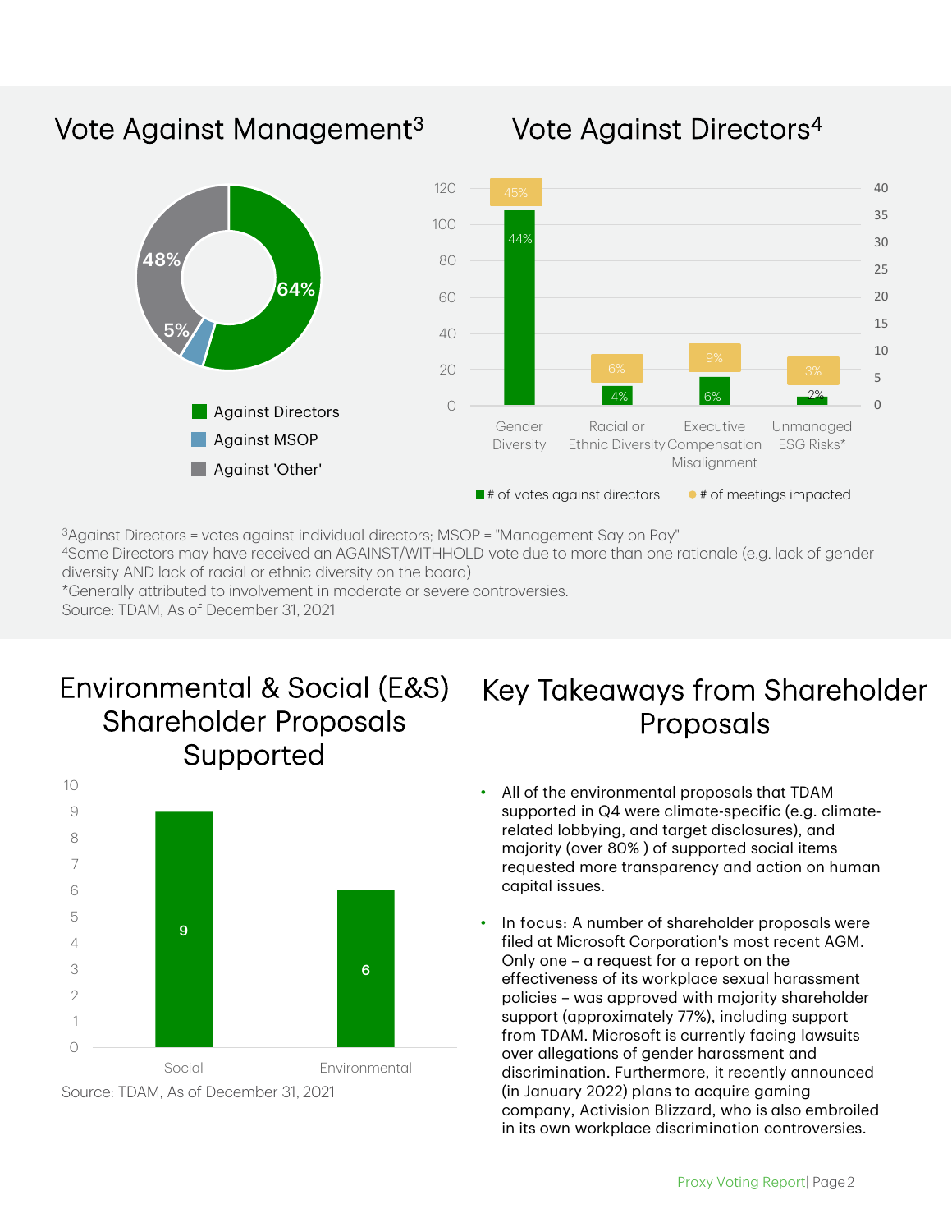## Vote Against Management[3]

| Category | Share |
| --- | --- |
| Against Directors | 64% |
| Against MSOP | 5% |
| Against 'Other' | 48% |

## Vote Against Directors[4]

| Rationale | # of votes against directors | # of meetings impacted |
| --- | --- | --- |
| Gender Diversity | 44% | 45% |
| Racial or Ethnic Diversity | 4% | 6% |
| Executive Compensation Misalignment | 6% | 9% |
| Unmanaged ESG Risks* | 2% | 3% |

[3]Against Directors = votes against individual directors; MSOP = "Management Say on Pay"
[4]Some Directors may have received an AGAINST/WITHHOLD vote due to more than one rationale (e.g. lack of gender diversity AND lack of racial or ethnic diversity on the board)
*Generally attributed to involvement in moderate or severe controversies.
Source: TDAM, As of December 31, 2021

## Environmental & Social (E&S) Shareholder Proposals Supported

| Category | Proposals Supported |
| --- | --- |
| Social | 9 |
| Environmental | 6 |

Source: TDAM, As of December 31, 2021

## Key Takeaways from Shareholder Proposals

- All of the environmental proposals that TDAM supported in Q4 were climate-specific (e.g. climate-related lobbying, and target disclosures), and majority (over 80% ) of supported social items requested more transparency and action on human capital issues.
- In focus: A number of shareholder proposals were filed at Microsoft Corporation's most recent AGM. Only one – a request for a report on the effectiveness of its workplace sexual harassment policies – was approved with majority shareholder support (approximately 77%), including support from TDAM. Microsoft is currently facing lawsuits over allegations of gender harassment and discrimination. Furthermore, it recently announced (in January 2022) plans to acquire gaming company, Activision Blizzard, who is also embroiled in its own workplace discrimination controversies.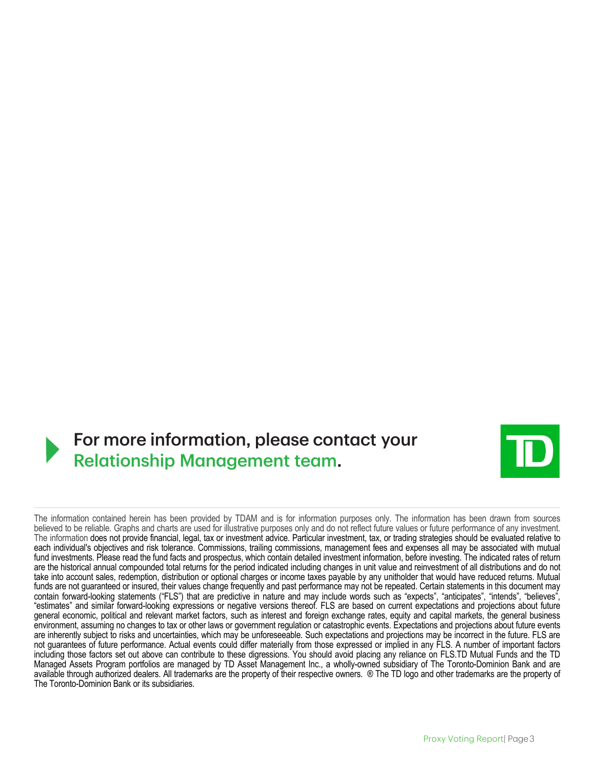## For more information, please contact your Relationship Management team.

The information contained herein has been provided by TDAM and is for information purposes only. The information has been drawn from sources believed to be reliable. Graphs and charts are used for illustrative purposes only and do not reflect future values or future performance of any investment. The information does not provide financial, legal, tax or investment advice. Particular investment, tax, or trading strategies should be evaluated relative to each individual's objectives and risk tolerance. Commissions, trailing commissions, management fees and expenses all may be associated with mutual fund investments. Please read the fund facts and prospectus, which contain detailed investment information, before investing. The indicated rates of return are the historical annual compounded total returns for the period indicated including changes in unit value and reinvestment of all distributions and do not take into account sales, redemption, distribution or optional charges or income taxes payable by any unitholder that would have reduced returns. Mutual funds are not guaranteed or insured, their values change frequently and past performance may not be repeated. Certain statements in this document may contain forward-looking statements ("FLS") that are predictive in nature and may include words such as "expects", "anticipates", "intends", "believes", "estimates" and similar forward-looking expressions or negative versions thereof. FLS are based on current expectations and projections about future general economic, political and relevant market factors, such as interest and foreign exchange rates, equity and capital markets, the general business environment, assuming no changes to tax or other laws or government regulation or catastrophic events. Expectations and projections about future events are inherently subject to risks and uncertainties, which may be unforeseeable. Such expectations and projections may be incorrect in the future. FLS are not guarantees of future performance. Actual events could differ materially from those expressed or implied in any FLS. A number of important factors including those factors set out above can contribute to these digressions. You should avoid placing any reliance on FLS.TD Mutual Funds and the TD Managed Assets Program portfolios are managed by TD Asset Management Inc., a wholly-owned subsidiary of The Toronto-Dominion Bank and are available through authorized dealers. All trademarks are the property of their respective owners. ® The TD logo and other trademarks are the property of The Toronto-Dominion Bank or its subsidiaries.